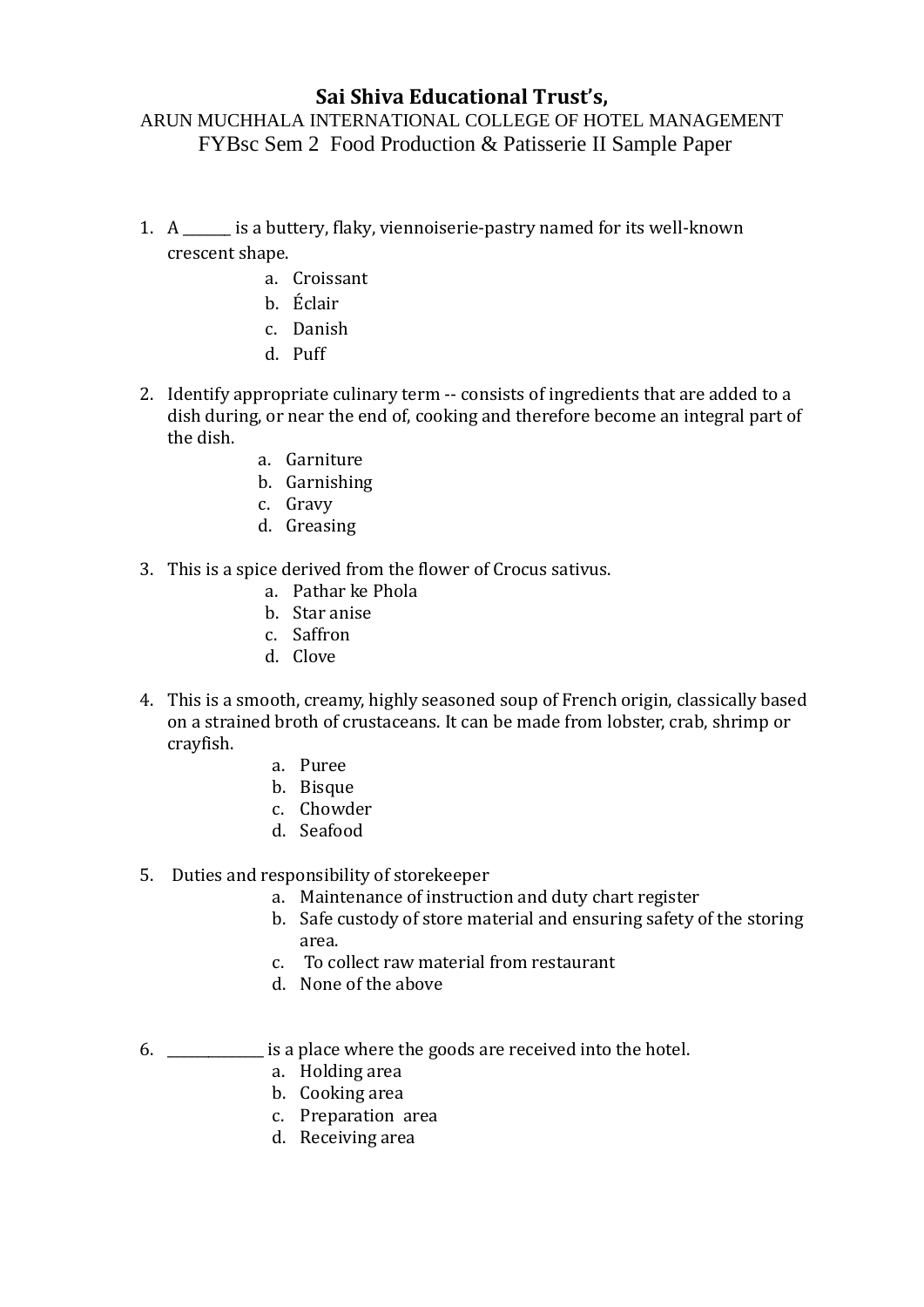# Sai Shiva Educational Trust's,

## ARUN MUCHHALA INTERNATIONAL COLLEGE OF HOTEL MANAGEMENT

### FYBsc Sem 2 Food Production & Patisserie II Sample Paper

1. A _______ is a buttery, flaky, viennoiserie-pastry named for its well-known crescent shape.
   a. Croissant
   b. Éclair
   c. Danish
   d. Puff

2. Identify appropriate culinary term -- consists of ingredients that are added to a dish during, or near the end of, cooking and therefore become an integral part of the dish.
   a. Garniture
   b. Garnishing
   c. Gravy
   d. Greasing

3. This is a spice derived from the flower of Crocus sativus.
   a. Pathar ke Phola
   b. Star anise
   c. Saffron
   d. Clove

4. This is a smooth, creamy, highly seasoned soup of French origin, classically based on a strained broth of crustaceans. It can be made from lobster, crab, shrimp or crayfish.
   a. Puree
   b. Bisque
   c. Chowder
   d. Seafood

5. Duties and responsibility of storekeeper
   a. Maintenance of instruction and duty chart register
   b. Safe custody of store material and ensuring safety of the storing area.
   c. To collect raw material from restaurant
   d. None of the above

6. ______________ is a place where the goods are received into the hotel.
   a. Holding area
   b. Cooking area
   c. Preparation area
   d. Receiving area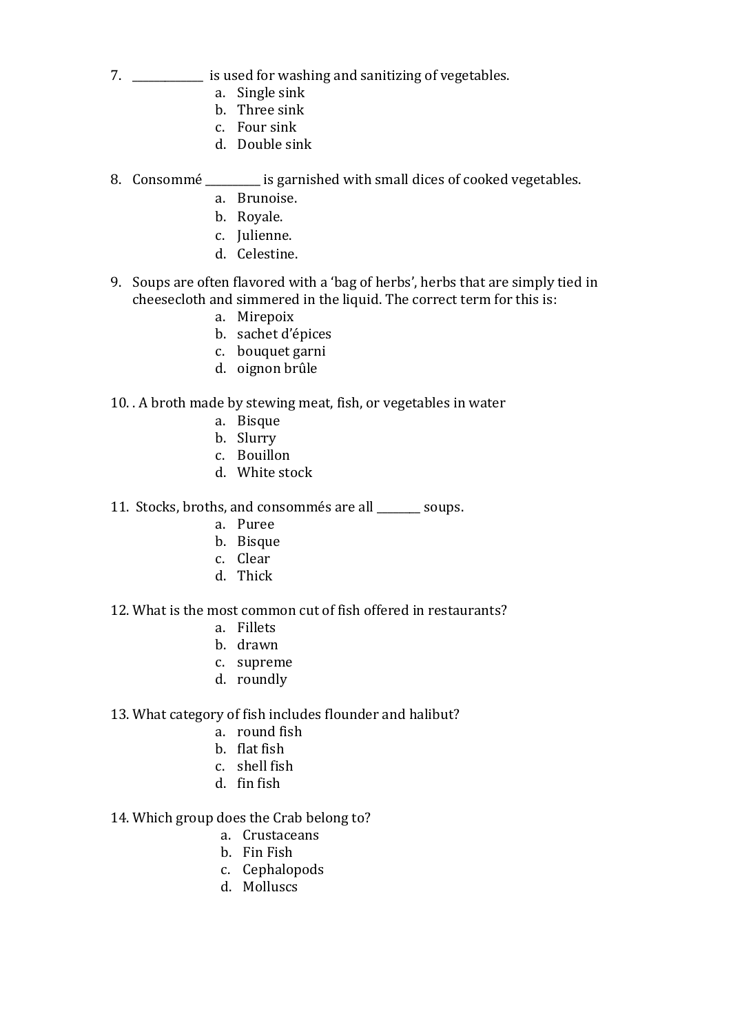7. _____________ is used for washing and sanitizing of vegetables.
   a. Single sink
   b. Three sink
   c. Four sink
   d. Double sink

8. Consommé __________ is garnished with small dices of cooked vegetables.
   a. Brunoise.
   b. Royale.
   c. Julienne.
   d. Celestine.

9. Soups are often flavored with a 'bag of herbs', herbs that are simply tied in cheesecloth and simmered in the liquid. The correct term for this is:
   a. Mirepoix
   b. sachet d'épices
   c. bouquet garni
   d. oignon brûle

10. . A broth made by stewing meat, fish, or vegetables in water
    a. Bisque
    b. Slurry
    c. Bouillon
    d. White stock

11. Stocks, broths, and consommés are all ________ soups.
    a. Puree
    b. Bisque
    c. Clear
    d. Thick

12. What is the most common cut of fish offered in restaurants?
    a. Fillets
    b. drawn
    c. supreme
    d. roundly

13. What category of fish includes flounder and halibut?
    a. round fish
    b. flat fish
    c. shell fish
    d. fin fish

14. Which group does the Crab belong to?
    a. Crustaceans
    b. Fin Fish
    c. Cephalopods
    d. Molluscs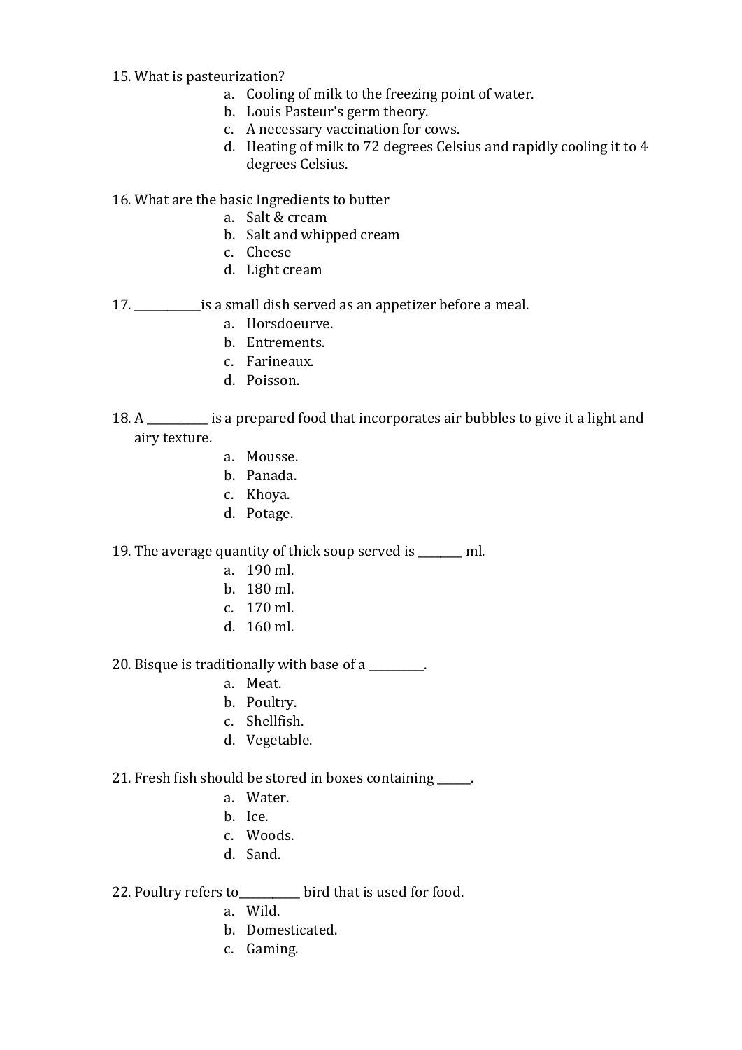15. What is pasteurization?
    a. Cooling of milk to the freezing point of water.
    b. Louis Pasteur's germ theory.
    c. A necessary vaccination for cows.
    d. Heating of milk to 72 degrees Celsius and rapidly cooling it to 4 degrees Celsius.

16. What are the basic Ingredients to butter
    a. Salt & cream
    b. Salt and whipped cream
    c. Cheese
    d. Light cream

17. ___________is a small dish served as an appetizer before a meal.
    a. Horsdoeurve.
    b. Entrements.
    c. Farineaux.
    d. Poisson.

18. A __________ is a prepared food that incorporates air bubbles to give it a light and airy texture.
    a. Mousse.
    b. Panada.
    c. Khoya.
    d. Potage.

19. The average quantity of thick soup served is _______ ml.
    a. 190 ml.
    b. 180 ml.
    c. 170 ml.
    d. 160 ml.

20. Bisque is traditionally with base of a _________.
    a. Meat.
    b. Poultry.
    c. Shellfish.
    d. Vegetable.

21. Fresh fish should be stored in boxes containing _____.
    a. Water.
    b. Ice.
    c. Woods.
    d. Sand.

22. Poultry refers to__________ bird that is used for food.
    a. Wild.
    b. Domesticated.
    c. Gaming.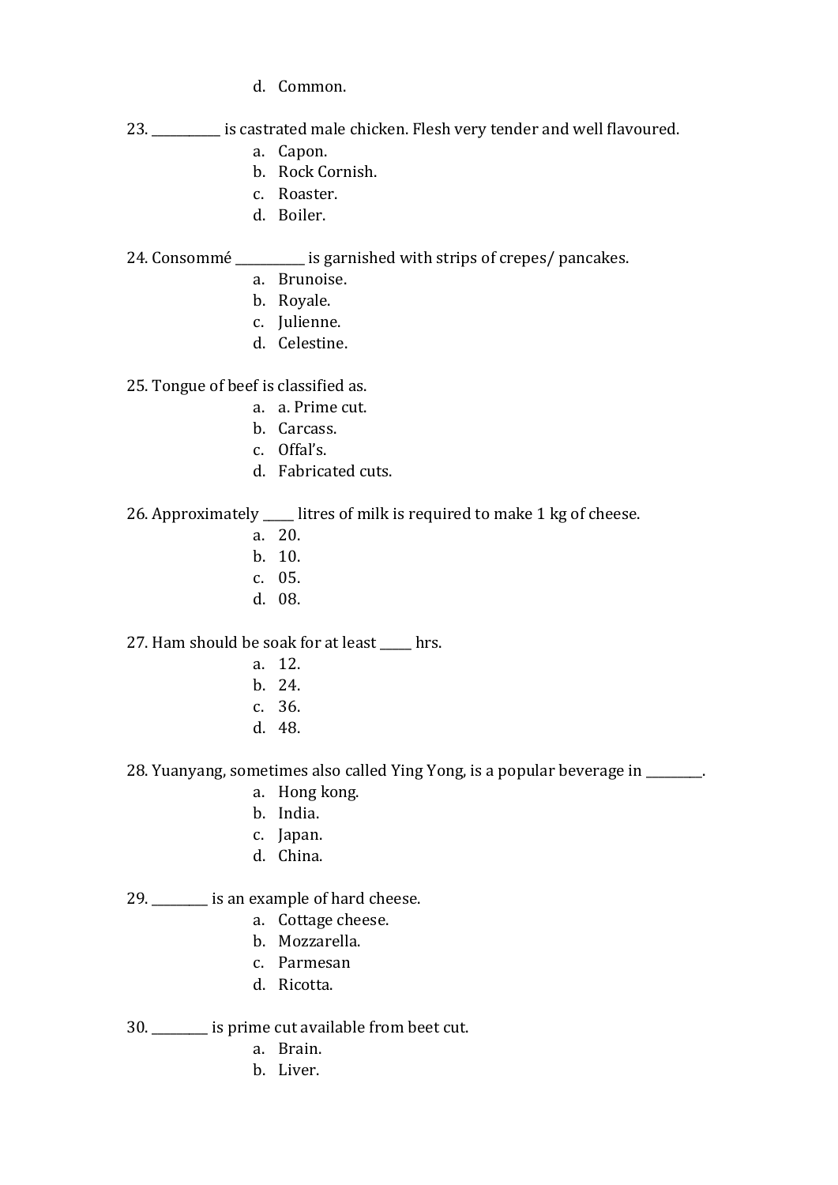d. Common.

23. ___________ is castrated male chicken. Flesh very tender and well flavoured.
    a. Capon.
    b. Rock Cornish.
    c. Roaster.
    d. Boiler.

24. Consommé ___________ is garnished with strips of crepes/ pancakes.
    a. Brunoise.
    b. Royale.
    c. Julienne.
    d. Celestine.

25. Tongue of beef is classified as.
    a. a. Prime cut.
    b. Carcass.
    c. Offal's.
    d. Fabricated cuts.

26. Approximately _____ litres of milk is required to make 1 kg of cheese.
    a. 20.
    b. 10.
    c. 05.
    d. 08.

27. Ham should be soak for at least _____ hrs.
    a. 12.
    b. 24.
    c. 36.
    d. 48.

28. Yuanyang, sometimes also called Ying Yong, is a popular beverage in _________.
    a. Hong kong.
    b. India.
    c. Japan.
    d. China.

29. _________ is an example of hard cheese.
    a. Cottage cheese.
    b. Mozzarella.
    c. Parmesan
    d. Ricotta.

30. _________ is prime cut available from beet cut.
    a. Brain.
    b. Liver.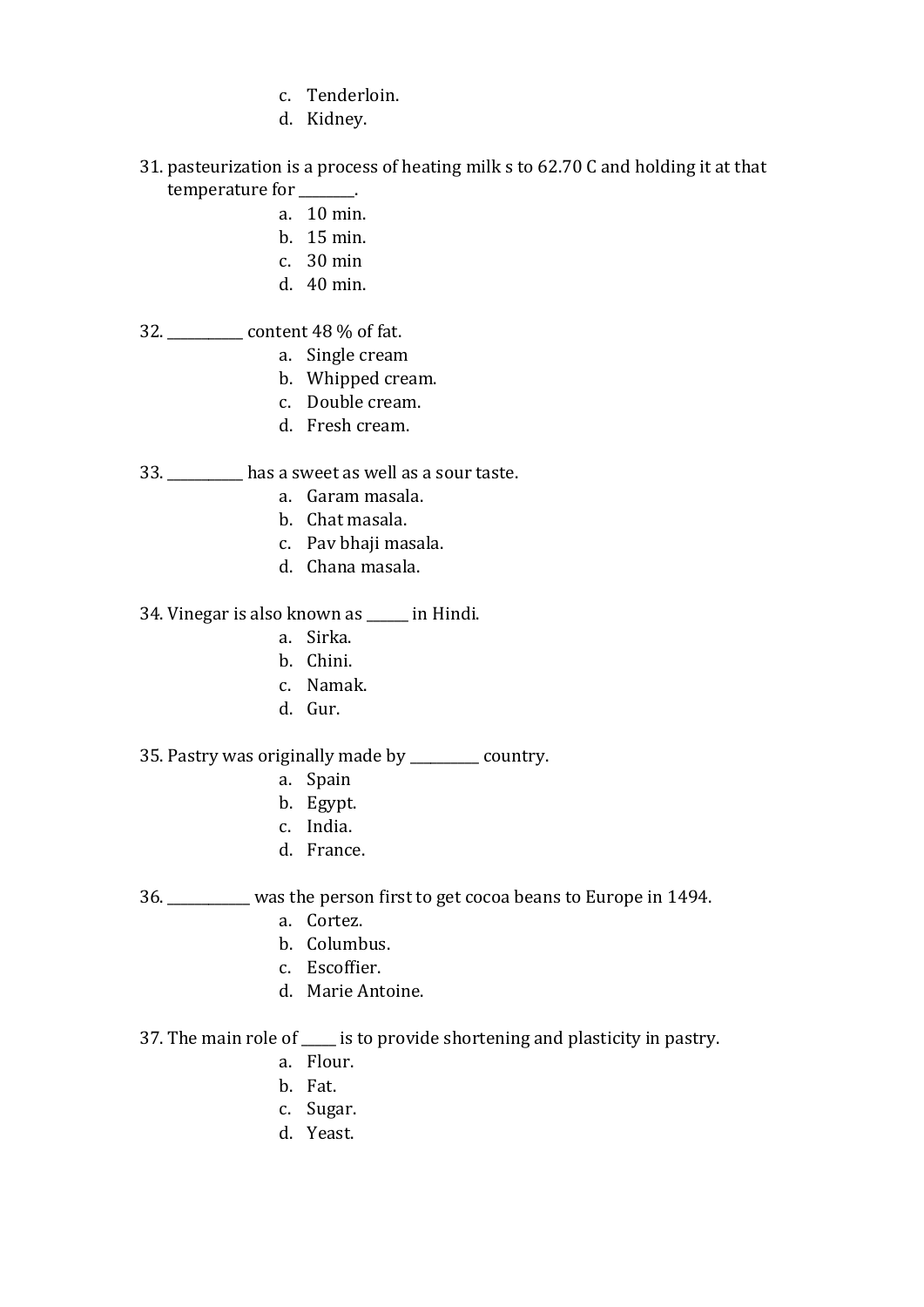c. Tenderloin.
d. Kidney.

31. pasteurization is a process of heating milk s to 62.70 C and holding it at that temperature for ________.
    a. 10 min.
    b. 15 min.
    c. 30 min
    d. 40 min.

32. ___________ content 48 % of fat.
    a. Single cream
    b. Whipped cream.
    c. Double cream.
    d. Fresh cream.

33. ___________ has a sweet as well as a sour taste.
    a. Garam masala.
    b. Chat masala.
    c. Pav bhaji masala.
    d. Chana masala.

34. Vinegar is also known as ______ in Hindi.
    a. Sirka.
    b. Chini.
    c. Namak.
    d. Gur.

35. Pastry was originally made by __________ country.
    a. Spain
    b. Egypt.
    c. India.
    d. France.

36. ____________ was the person first to get cocoa beans to Europe in 1494.
    a. Cortez.
    b. Columbus.
    c. Escoffier.
    d. Marie Antoine.

37. The main role of _____ is to provide shortening and plasticity in pastry.
    a. Flour.
    b. Fat.
    c. Sugar.
    d. Yeast.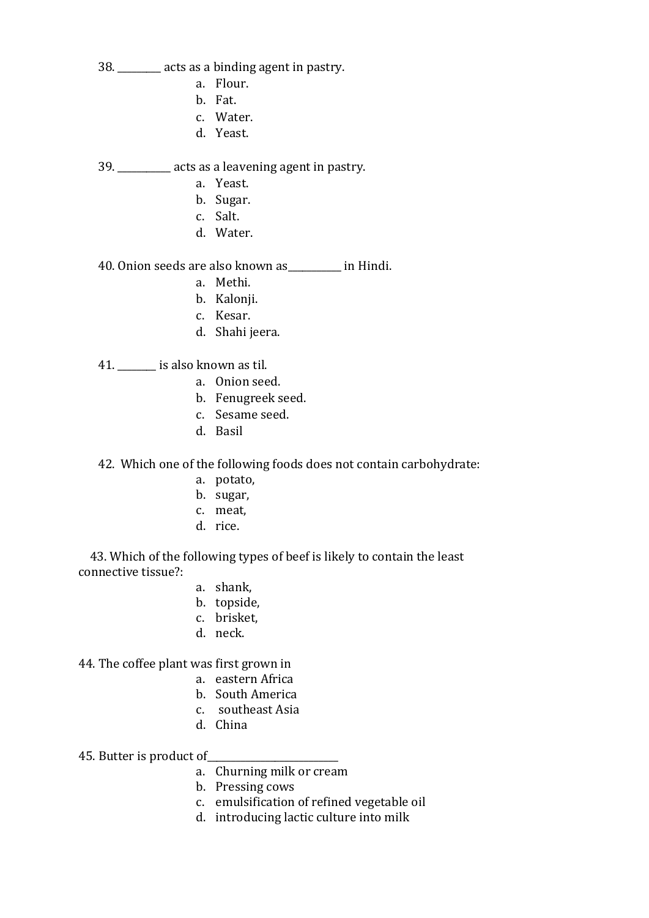38. ________ acts as a binding agent in pastry.

a. Flour.
b. Fat.
c. Water.
d. Yeast.

39. __________ acts as a leavening agent in pastry.

a. Yeast.
b. Sugar.
c. Salt.
d. Water.

40. Onion seeds are also known as__________ in Hindi.

a. Methi.
b. Kalonji.
c. Kesar.
d. Shahi jeera.

41. _______ is also known as til.

a. Onion seed.
b. Fenugreek seed.
c. Sesame seed.
d. Basil

42. Which one of the following foods does not contain carbohydrate:

a. potato,
b. sugar,
c. meat,
d. rice.

43. Which of the following types of beef is likely to contain the least connective tissue?:

a. shank,
b. topside,
c. brisket,
d. neck.

44. The coffee plant was first grown in

a. eastern Africa
b. South America
c. southeast Asia
d. China

45. Butter is product of________________________

a. Churning milk or cream
b. Pressing cows
c. emulsification of refined vegetable oil
d. introducing lactic culture into milk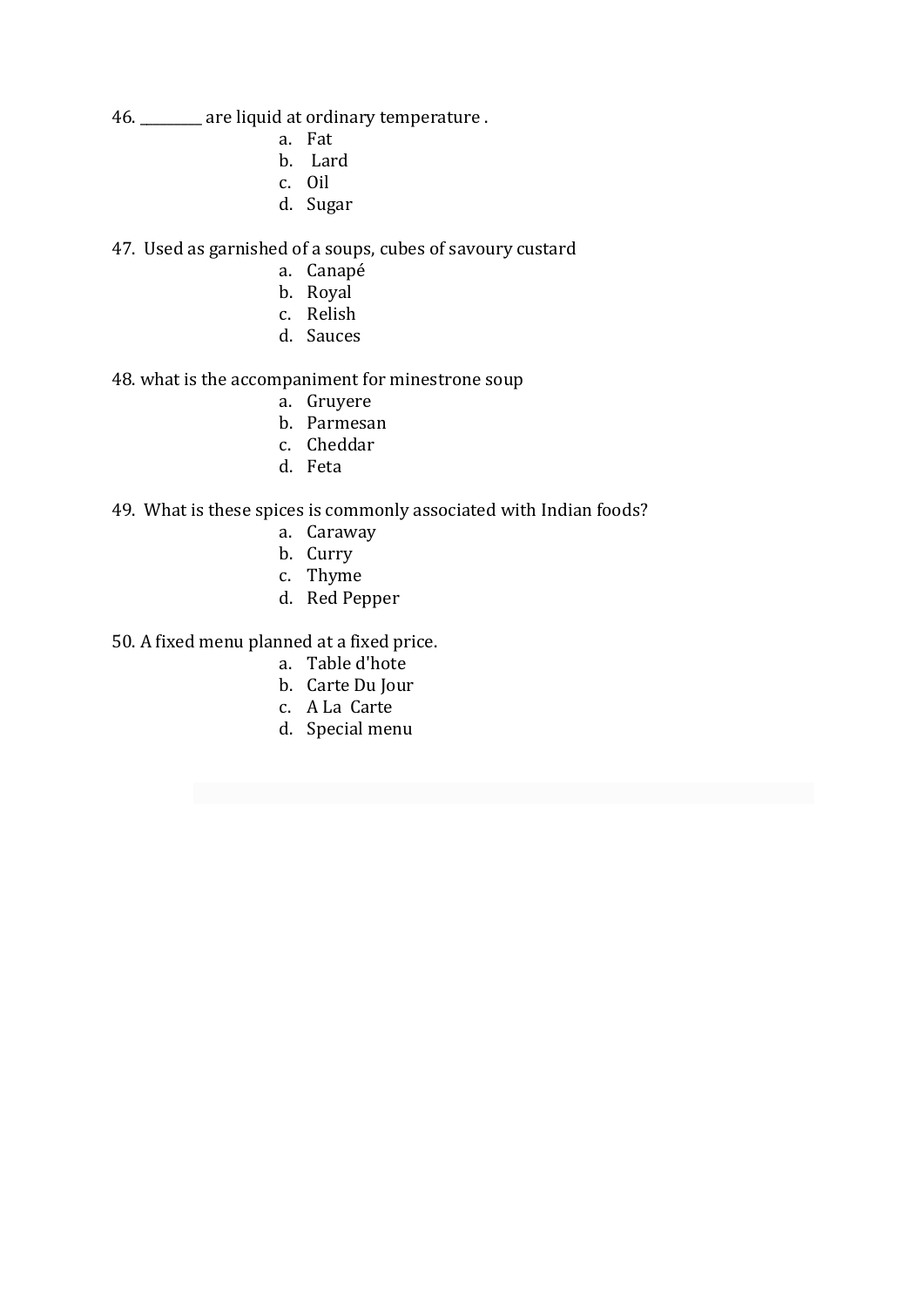46. _________ are liquid at ordinary temperature .

a. Fat
b. Lard
c. Oil
d. Sugar

47. Used as garnished of a soups, cubes of savoury custard

a. Canapé
b. Royal
c. Relish
d. Sauces

48. what is the accompaniment for minestrone soup

a. Gruyere
b. Parmesan
c. Cheddar
d. Feta

49. What is these spices is commonly associated with Indian foods?

a. Caraway
b. Curry
c. Thyme
d. Red Pepper

50. A fixed menu planned at a fixed price.

a. Table d'hote
b. Carte Du Jour
c. A La Carte
d. Special menu